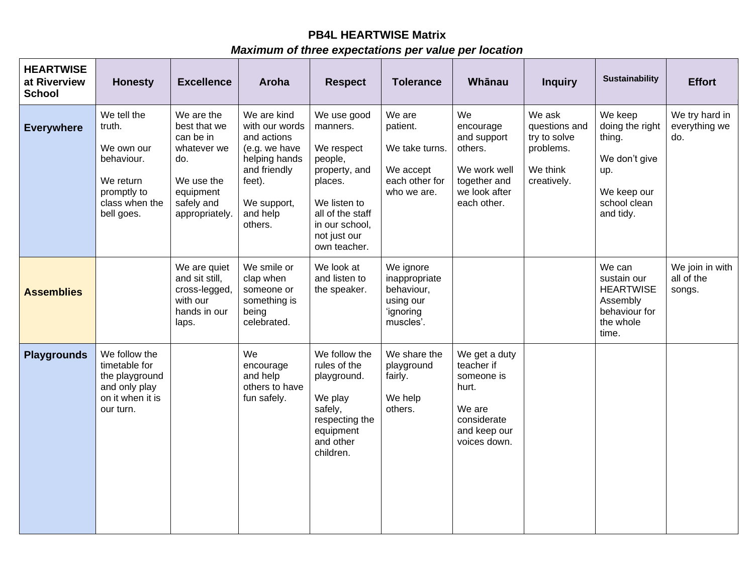# PB4L HEARTWISE Matrix

***Maximum of three expectations per value per location***

| **HEARTWISE at Riverview School** | **Honesty** | **Excellence** | **Aroha** | **Respect** | **Tolerance** | **Whānau** | **Inquiry** | **Sustainability** | **Effort** |
|---|---|---|---|---|---|---|---|---|---|
| **Everywhere** | We tell the truth.<br><br>We own our behaviour.<br><br>We return promptly to class when the bell goes. | We are the best that we can be in whatever we do.<br><br>We use the equipment safely and appropriately. | We are kind with our words and actions (e.g. we have helping hands and friendly feet).<br><br>We support, and help others. | We use good manners.<br><br>We respect people, property, and places.<br><br>We listen to all of the staff in our school, not just our own teacher. | We are patient.<br><br>We take turns.<br><br>We accept each other for who we are. | We encourage and support others.<br><br>We work well together and we look after each other. | We ask questions and try to solve problems.<br><br>We think creatively. | We keep doing the right thing.<br><br>We don't give up.<br><br>We keep our school clean and tidy. | We try hard in everything we do. |
| **Assemblies** | | We are quiet and sit still, cross-legged, with our hands in our laps. | We smile or clap when someone or something is being celebrated. | We look at and listen to the speaker. | We ignore inappropriate behaviour, using our 'ignoring muscles'. | | | We can sustain our HEARTWISE Assembly behaviour for the whole time. | We join in with all of the songs. |
| **Playgrounds** | We follow the timetable for the playground and only play on it when it is our turn. | | We encourage and help others to have fun safely. | We follow the rules of the playground.<br><br>We play safely, respecting the equipment and other children. | We share the playground fairly.<br><br>We help others. | We get a duty teacher if someone is hurt.<br><br>We are considerate and keep our voices down. | | | |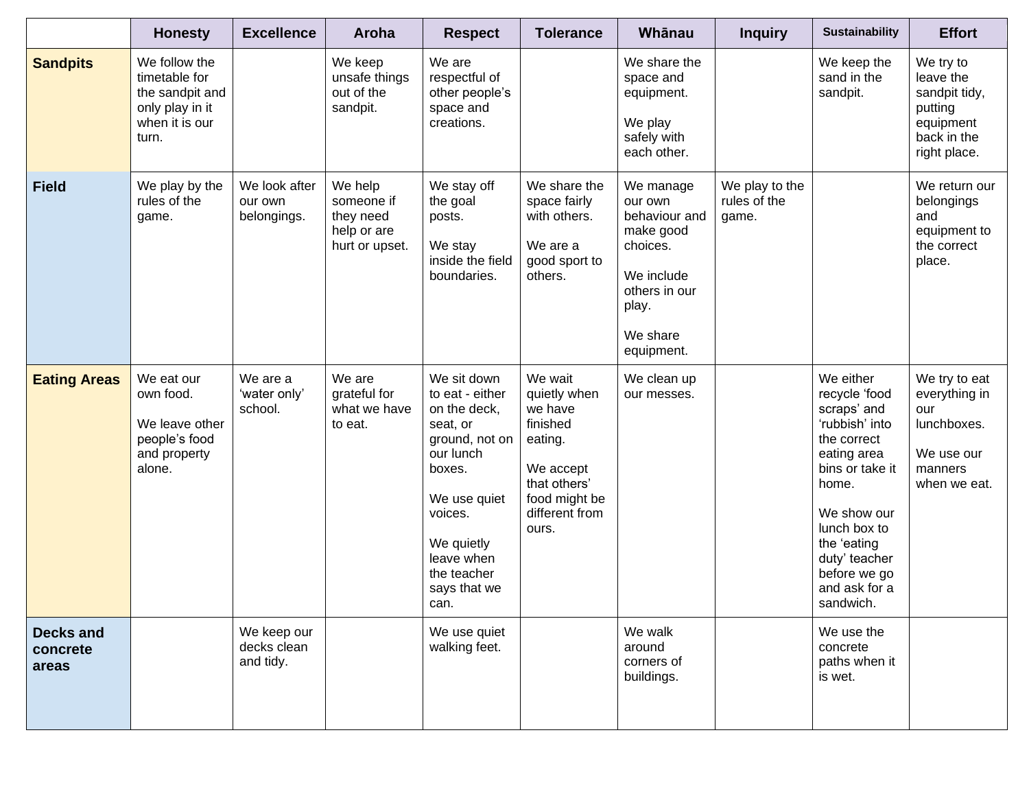| | Honesty | Excellence | Aroha | Respect | Tolerance | Whānau | Inquiry | Sustainability | Effort |
|---|---|---|---|---|---|---|---|---|---|
| **Sandpits** | We follow the timetable for the sandpit and only play in it when it is our turn. | | We keep unsafe things out of the sandpit. | We are respectful of other people's space and creations. | | We share the space and equipment.<br><br>We play safely with each other. | | We keep the sand in the sandpit. | We try to leave the sandpit tidy, putting equipment back in the right place. |
| **Field** | We play by the rules of the game. | We look after our own belongings. | We help someone if they need help or are hurt or upset. | We stay off the goal posts.<br><br>We stay inside the field boundaries. | We share the space fairly with others.<br><br>We are a good sport to others. | We manage our own behaviour and make good choices.<br><br>We include others in our play.<br><br>We share equipment. | We play to the rules of the game. | | We return our belongings and equipment to the correct place. |
| **Eating Areas** | We eat our own food.<br><br>We leave other people's food and property alone. | We are a 'water only' school. | We are grateful for what we have to eat. | We sit down to eat - either on the deck, seat, or ground, not on our lunch boxes.<br><br>We use quiet voices.<br><br>We quietly leave when the teacher says that we can. | We wait quietly when we have finished eating.<br><br>We accept that others' food might be different from ours. | We clean up our messes. | | We either recycle 'food scraps' and 'rubbish' into the correct eating area bins or take it home.<br><br>We show our lunch box to the 'eating duty' teacher before we go and ask for a sandwich. | We try to eat everything in our lunchboxes.<br><br>We use our manners when we eat. |
| **Decks and concrete areas** | | We keep our decks clean and tidy. | | We use quiet walking feet. | | We walk around corners of buildings. | | We use the concrete paths when it is wet. | |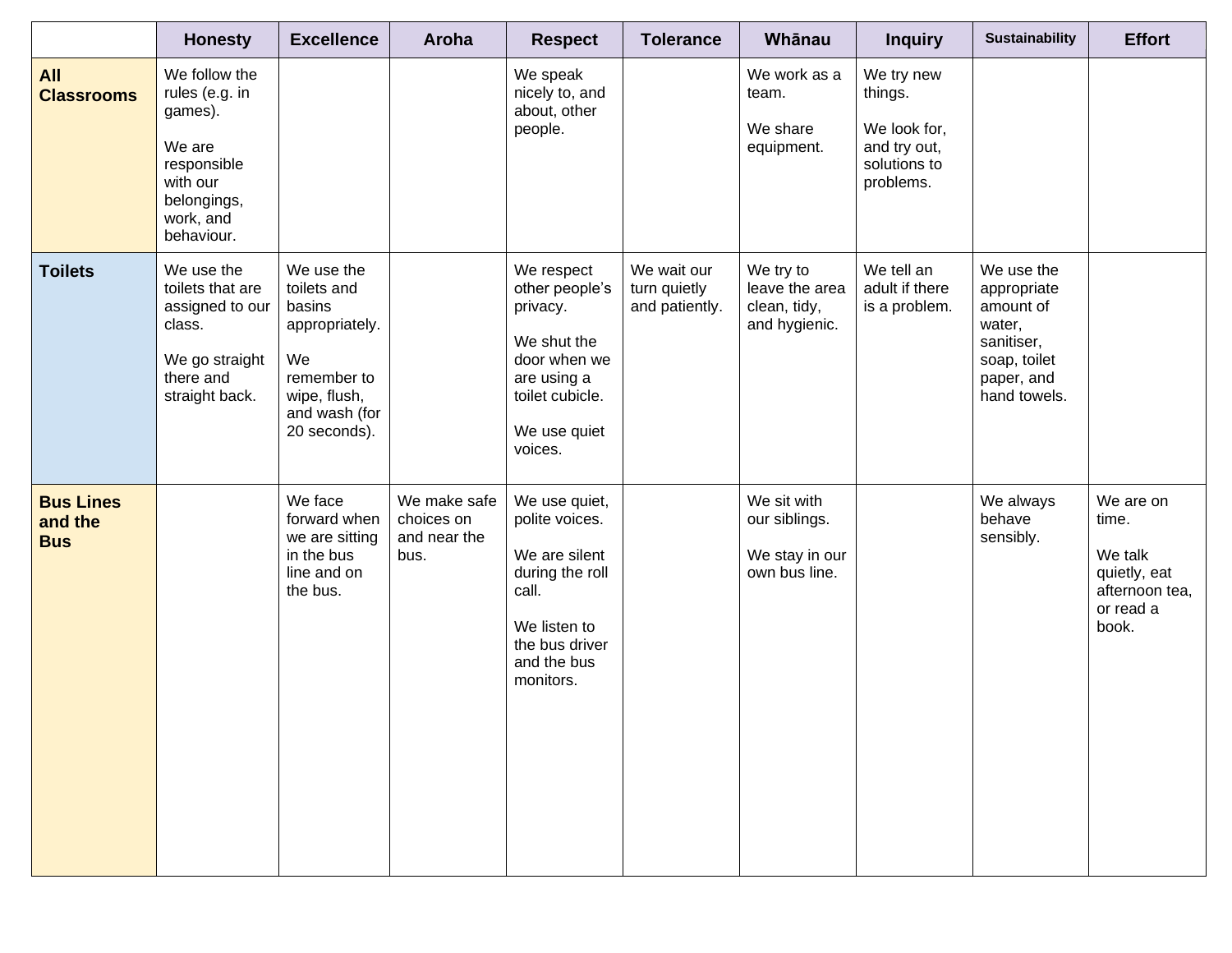| | Honesty | Excellence | Aroha | Respect | Tolerance | Whānau | Inquiry | Sustainability | Effort |
|---|---|---|---|---|---|---|---|---|---|
| **All Classrooms** | We follow the rules (e.g. in games).<br><br>We are responsible with our belongings, work, and behaviour. | | | We speak nicely to, and about, other people. | | We work as a team.<br><br>We share equipment. | We try new things.<br><br>We look for, and try out, solutions to problems. | | |
| **Toilets** | We use the toilets that are assigned to our class.<br><br>We go straight there and straight back. | We use the toilets and basins appropriately.<br><br>We remember to wipe, flush, and wash (for 20 seconds). | | We respect other people's privacy.<br><br>We shut the door when we are using a toilet cubicle.<br><br>We use quiet voices. | We wait our turn quietly and patiently. | We try to leave the area clean, tidy, and hygienic. | We tell an adult if there is a problem. | We use the appropriate amount of water, sanitiser, soap, toilet paper, and hand towels. | |
| **Bus Lines and the Bus** | | We face forward when we are sitting in the bus line and on the bus. | We make safe choices on and near the bus. | We use quiet, polite voices.<br><br>We are silent during the roll call.<br><br>We listen to the bus driver and the bus monitors. | | We sit with our siblings.<br><br>We stay in our own bus line. | | We always behave sensibly. | We are on time.<br><br>We talk quietly, eat afternoon tea, or read a book. |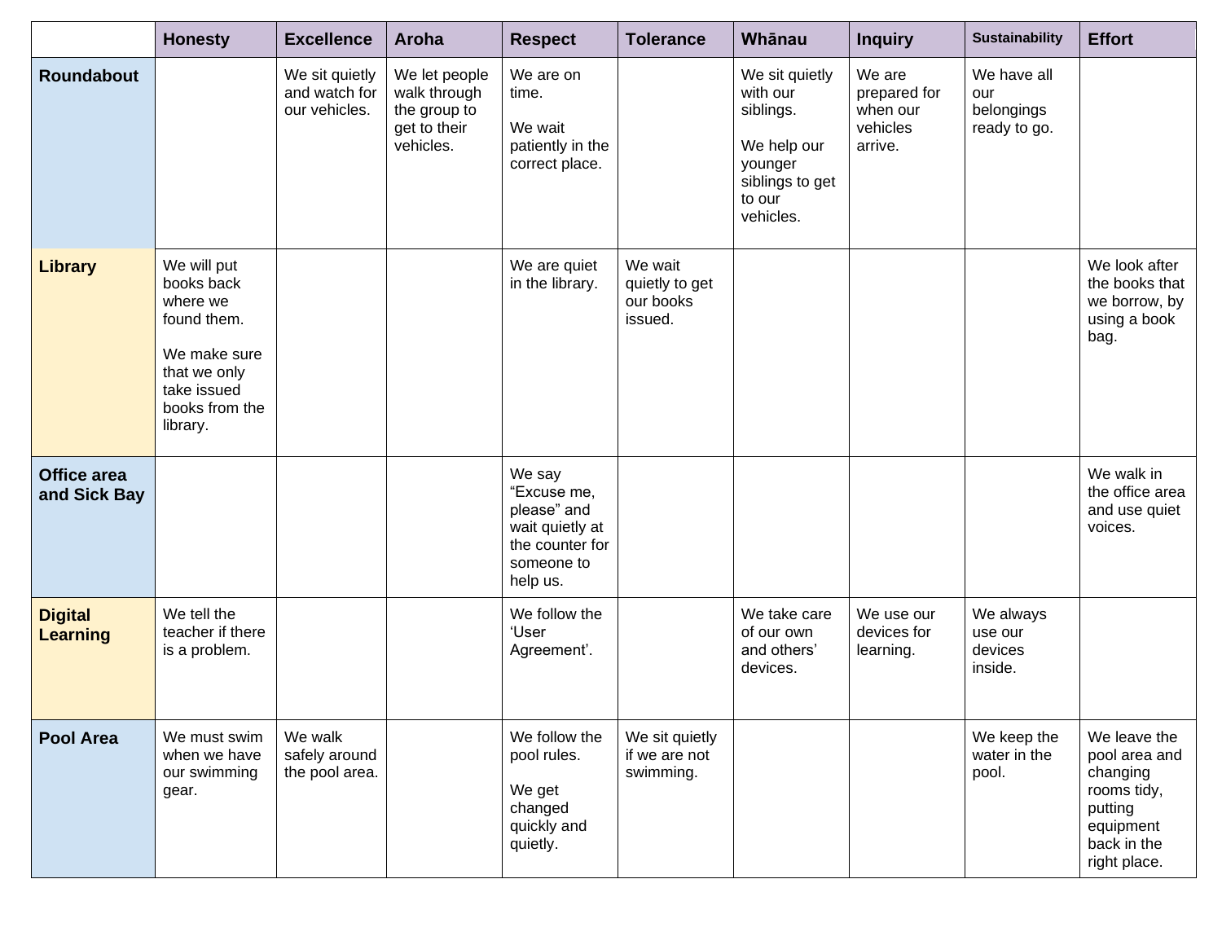| | Honesty | Excellence | Aroha | Respect | Tolerance | Whānau | Inquiry | Sustainability | Effort |
|---|---|---|---|---|---|---|---|---|---|
| **Roundabout** | | We sit quietly and watch for our vehicles. | We let people walk through the group to get to their vehicles. | We are on time.<br><br>We wait patiently in the correct place. | | We sit quietly with our siblings.<br><br>We help our younger siblings to get to our vehicles. | We are prepared for when our vehicles arrive. | We have all our belongings ready to go. | |
| **Library** | We will put books back where we found them.<br><br>We make sure that we only take issued books from the library. | | | We are quiet in the library. | We wait quietly to get our books issued. | | | | We look after the books that we borrow, by using a book bag. |
| **Office area and Sick Bay** | | | | We say “Excuse me, please” and wait quietly at the counter for someone to help us. | | | | | We walk in the office area and use quiet voices. |
| **Digital Learning** | We tell the teacher if there is a problem. | | | We follow the ‘User Agreement’. | | We take care of our own and others’ devices. | We use our devices for learning. | We always use our devices inside. | |
| **Pool Area** | We must swim when we have our swimming gear. | We walk safely around the pool area. | | We follow the pool rules.<br><br>We get changed quickly and quietly. | We sit quietly if we are not swimming. | | | We keep the water in the pool. | We leave the pool area and changing rooms tidy, putting equipment back in the right place. |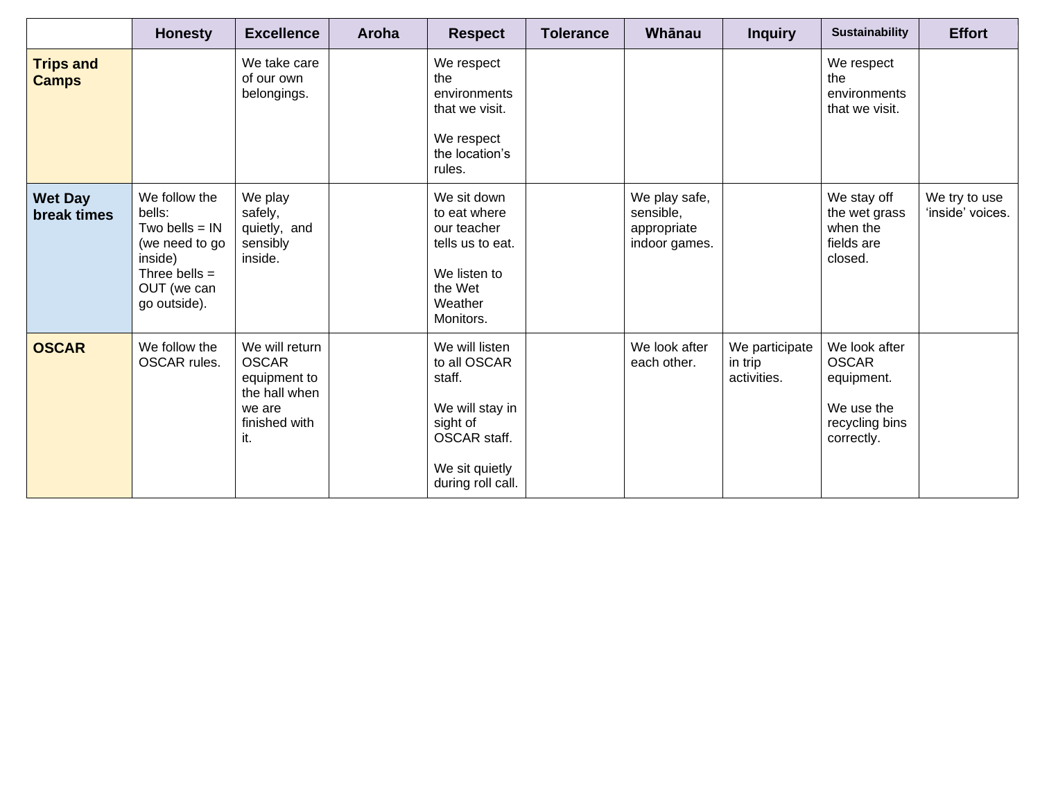| | Honesty | Excellence | Aroha | Respect | Tolerance | Whānau | Inquiry | Sustainability | Effort |
|---|---|---|---|---|---|---|---|---|---|
| **Trips and Camps** | | We take care of our own belongings. | | We respect the environments that we visit.<br><br>We respect the location's rules. | | | | We respect the environments that we visit. | |
| **Wet Day break times** | We follow the bells:<br>Two bells = IN (we need to go inside)<br>Three bells = OUT (we can go outside). | We play safely, quietly, and sensibly inside. | | We sit down to eat where our teacher tells us to eat.<br><br>We listen to the Wet Weather Monitors. | | We play safe, sensible, appropriate indoor games. | | We stay off the wet grass when the fields are closed. | We try to use 'inside' voices. |
| **OSCAR** | We follow the OSCAR rules. | We will return OSCAR equipment to the hall when we are finished with it. | | We will listen to all OSCAR staff.<br><br>We will stay in sight of OSCAR staff.<br><br>We sit quietly during roll call. | | We look after each other. | We participate in trip activities. | We look after OSCAR equipment.<br><br>We use the recycling bins correctly. | |